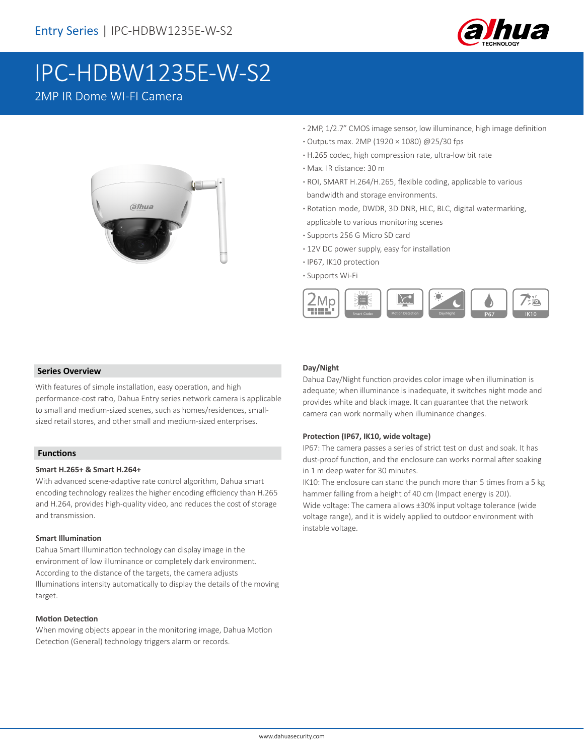# IPC-HDBW1235E-W-S2

## 2MP IR Dome WI-FI Camera

- 2MP, 1/2.7" CMOS image sensor, low illuminance, high image definition
- Outputs max. 2MP (1920 × 1080) @25/30 fps
- H.265 codec, high compression rate, ultra-low bit rate
- Max. IR distance: 30 m
- ROI, SMART H.264/H.265, flexible coding, applicable to various bandwidth and storage environments.
- Rotation mode, DWDR, 3D DNR, HLC, BLC, digital watermarking, applicable to various monitoring scenes
- Supports 256 G Micro SD card
- 12V DC power supply, easy for installation
- IP67, IK10 protection
- Supports Wi-Fi

### Series Overview

With features of simple installation, easy operation, and high performance-cost ratio, Dahua Entry series network camera is applicable to small and medium-sized scenes, such as homes/residences, small-sized retail stores, and other small and medium-sized enterprises.

### Functions

**Smart H.265+ & Smart H.264+**

With advanced scene-adaptive rate control algorithm, Dahua smart encoding technology realizes the higher encoding efficiency than H.265 and H.264, provides high-quality video, and reduces the cost of storage and transmission.

**Smart Illumination**

Dahua Smart Illumination technology can display image in the environment of low illuminance or completely dark environment. According to the distance of the targets, the camera adjusts Illuminations intensity automatically to display the details of the moving target.

**Motion Detection**

When moving objects appear in the monitoring image, Dahua Motion Detection (General) technology triggers alarm or records.

**Day/Night**

Dahua Day/Night function provides color image when illumination is adequate; when illuminance is inadequate, it switches night mode and provides white and black image. It can guarantee that the network camera can work normally when illuminance changes.

**Protection (IP67, IK10, wide voltage)**

IP67: The camera passes a series of strict test on dust and soak. It has dust-proof function, and the enclosure can works normal after soaking in 1 m deep water for 30 minutes.

IK10: The enclosure can stand the punch more than 5 times from a 5 kg hammer falling from a height of 40 cm (Impact energy is 20J).

Wide voltage: The camera allows ±30% input voltage tolerance (wide voltage range), and it is widely applied to outdoor environment with instable voltage.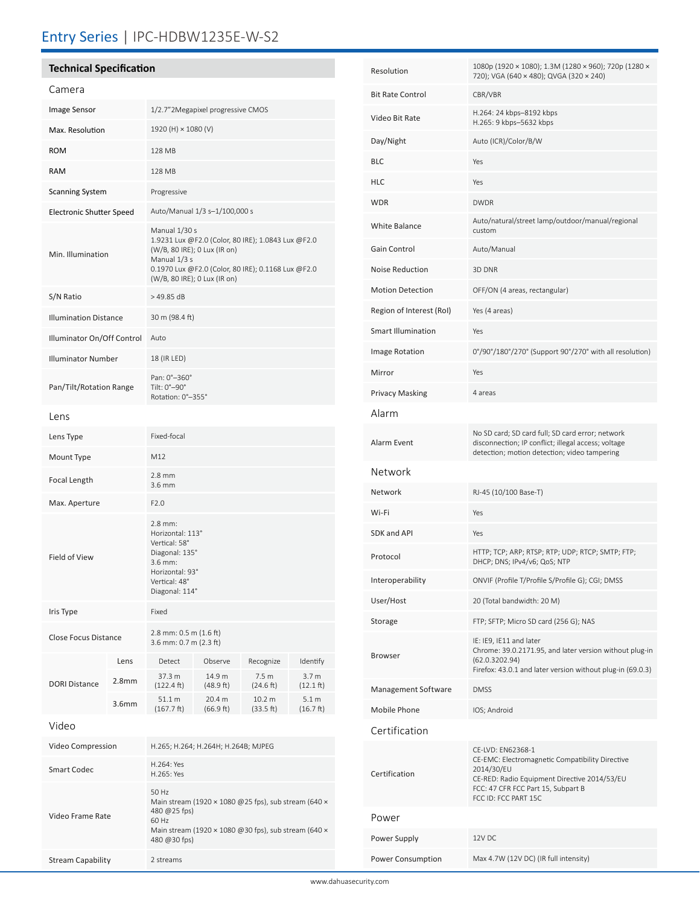# Entry Series | IPC-HDBW1235E-W-S2

## Technical Specification

### Camera

| | |
|---|---|
| Image Sensor | 1/2.7"2Megapixel progressive CMOS |
| Max. Resolution | 1920 (H) × 1080 (V) |
| ROM | 128 MB |
| RAM | 128 MB |
| Scanning System | Progressive |
| Electronic Shutter Speed | Auto/Manual 1/3 s–1/100,000 s |
| Min. Illumination | Manual 1/30 s<br>1.9231 Lux @F2.0 (Color, 80 IRE); 1.0843 Lux @F2.0 (W/B, 80 IRE); 0 Lux (IR on)<br>Manual 1/3 s<br>0.1970 Lux @F2.0 (Color, 80 IRE); 0.1168 Lux @F2.0 (W/B, 80 IRE); 0 Lux (IR on) |
| S/N Ratio | > 49.85 dB |
| Illumination Distance | 30 m (98.4 ft) |
| Illuminator On/Off Control | Auto |
| Illuminator Number | 18 (IR LED) |
| Pan/Tilt/Rotation Range | Pan: 0°–360°<br>Tilt: 0°–90°<br>Rotation: 0°–355° |

### Lens

| | |
|---|---|
| Lens Type | Fixed-focal |
| Mount Type | M12 |
| Focal Length | 2.8 mm<br>3.6 mm |
| Max. Aperture | F2.0 |
| Field of View | 2.8 mm:<br>Horizontal: 113°<br>Vertical: 58°<br>Diagonal: 135°<br>3.6 mm:<br>Horizontal: 93°<br>Vertical: 48°<br>Diagonal: 114° |
| Iris Type | Fixed |
| Close Focus Distance | 2.8 mm: 0.5 m (1.6 ft)<br>3.6 mm: 0.7 m (2.3 ft) |

| DORI Distance | Lens | Detect | Observe | Recognize | Identify |
|---|---|---|---|---|---|
| | 2.8mm | 37.3 m (122.4 ft) | 14.9 m (48.9 ft) | 7.5 m (24.6 ft) | 3.7 m (12.1 ft) |
| | 3.6mm | 51.1 m (167.7 ft) | 20.4 m (66.9 ft) | 10.2 m (33.5 ft) | 5.1 m (16.7 ft) |

### Video

| | |
|---|---|
| Video Compression | H.265; H.264; H.264H; H.264B; MJPEG |
| Smart Codec | H.264: Yes<br>H.265: Yes |
| Video Frame Rate | 50 Hz<br>Main stream (1920 × 1080 @25 fps), sub stream (640 × 480 @25 fps)<br>60 Hz<br>Main stream (1920 × 1080 @30 fps), sub stream (640 × 480 @30 fps) |
| Stream Capability | 2 streams |
| Resolution | 1080p (1920 × 1080); 1.3M (1280 × 960); 720p (1280 × 720); VGA (640 × 480); QVGA (320 × 240) |
| Bit Rate Control | CBR/VBR |
| Video Bit Rate | H.264: 24 kbps–8192 kbps<br>H.265: 9 kbps–5632 kbps |
| Day/Night | Auto (ICR)/Color/B/W |
| BLC | Yes |
| HLC | Yes |
| WDR | DWDR |
| White Balance | Auto/natural/street lamp/outdoor/manual/regional custom |
| Gain Control | Auto/Manual |
| Noise Reduction | 3D DNR |
| Motion Detection | OFF/ON (4 areas, rectangular) |
| Region of Interest (RoI) | Yes (4 areas) |
| Smart Illumination | Yes |
| Image Rotation | 0°/90°/180°/270° (Support 90°/270° with all resolution) |
| Mirror | Yes |
| Privacy Masking | 4 areas |

### Alarm

| | |
|---|---|
| Alarm Event | No SD card; SD card full; SD card error; network disconnection; IP conflict; illegal access; voltage detection; motion detection; video tampering |

### Network

| | |
|---|---|
| Network | RJ-45 (10/100 Base-T) |
| Wi-Fi | Yes |
| SDK and API | Yes |
| Protocol | HTTP; TCP; ARP; RTSP; RTP; UDP; RTCP; SMTP; FTP; DHCP; DNS; IPv4/v6; QoS; NTP |
| Interoperability | ONVIF (Profile T/Profile S/Profile G); CGI; DMSS |
| User/Host | 20 (Total bandwidth: 20 M) |
| Storage | FTP; SFTP; Micro SD card (256 G); NAS |
| Browser | IE: IE9, IE11 and later<br>Chrome: 39.0.2171.95, and later version without plug-in (62.0.3202.94)<br>Firefox: 43.0.1 and later version without plug-in (69.0.3) |
| Management Software | DMSS |
| Mobile Phone | IOS; Android |

### Certification

| | |
|---|---|
| Certification | CE-LVD: EN62368-1<br>CE-EMC: Electromagnetic Compatibility Directive 2014/30/EU<br>CE-RED: Radio Equipment Directive 2014/53/EU<br>FCC: 47 CFR FCC Part 15, Subpart B<br>FCC ID: FCC PART 15C |

### Power

| | |
|---|---|
| Power Supply | 12V DC |
| Power Consumption | Max 4.7W (12V DC) (IR full intensity) |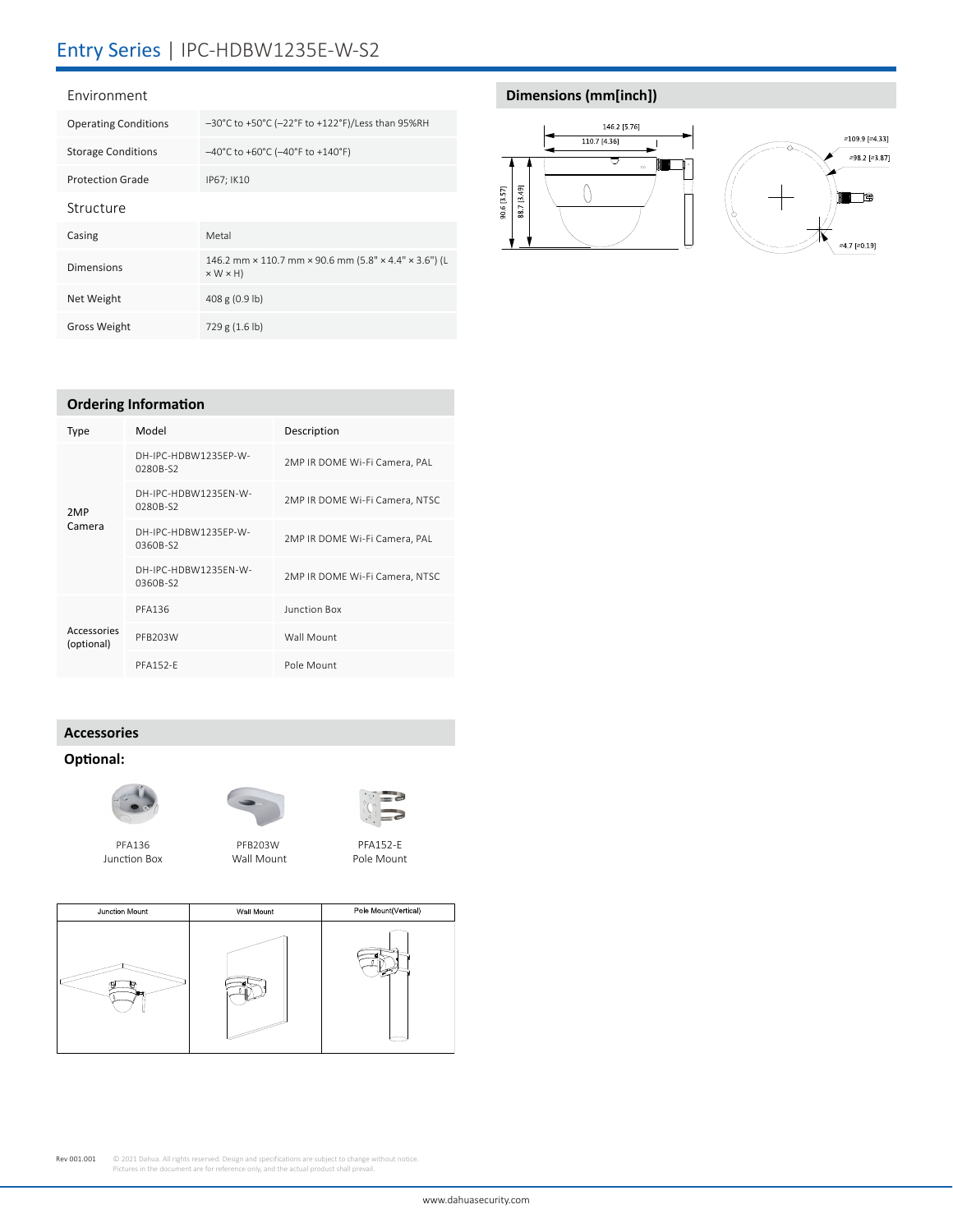# Entry Series | IPC-HDBW1235E-W-S2

## Environment

| | |
|---|---|
| Operating Conditions | –30°C to +50°C (–22°F to +122°F)/Less than 95%RH |
| Storage Conditions | –40°C to +60°C (–40°F to +140°F) |
| Protection Grade | IP67; IK10 |

## Structure

| | |
|---|---|
| Casing | Metal |
| Dimensions | 146.2 mm × 110.7 mm × 90.6 mm (5.8" × 4.4" × 3.6") (L × W × H) |
| Net Weight | 408 g (0.9 lb) |
| Gross Weight | 729 g (1.6 lb) |

## Dimensions (mm[inch])

146.2 [5.76]
110.7 [4.36]
90.6 [3.57]
88.7 [3.49]
⌀109.9 [⌀4.33]
⌀98.2 [⌀3.87]
⌀4.7 [⌀0.19]

## Ordering Information

| Type | Model | Description |
|---|---|---|
| 2MP Camera | DH-IPC-HDBW1235EP-W-0280B-S2 | 2MP IR DOME Wi-Fi Camera, PAL |
| | DH-IPC-HDBW1235EN-W-0280B-S2 | 2MP IR DOME Wi-Fi Camera, NTSC |
| | DH-IPC-HDBW1235EP-W-0360B-S2 | 2MP IR DOME Wi-Fi Camera, PAL |
| | DH-IPC-HDBW1235EN-W-0360B-S2 | 2MP IR DOME Wi-Fi Camera, NTSC |
| Accessories (optional) | PFA136 | Junction Box |
| | PFB203W | Wall Mount |
| | PFA152-E | Pole Mount |

## Accessories

### Optional:

PFA136
Junction Box

PFB203W
Wall Mount

PFA152-E
Pole Mount

| Junction Mount | Wall Mount | Pole Mount(Vertical) |
|---|---|---|
| | | |

Rev 001.001 © 2021 Dahua. All rights reserved. Design and specifications are subject to change without notice.
Pictures in the document are for reference only, and the actual product shall prevail.

www.dahuasecurity.com